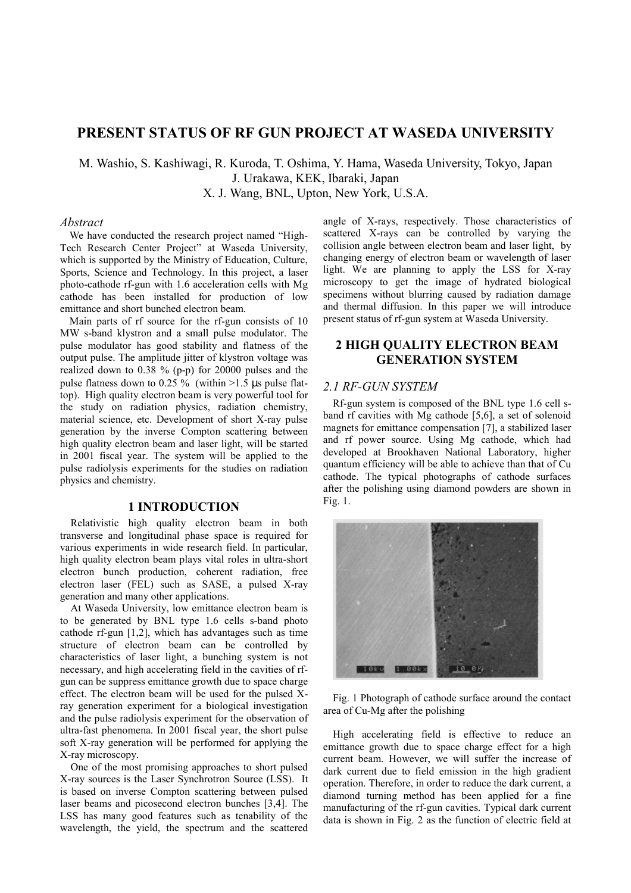# PRESENT STATUS OF RF GUN PROJECT AT WASEDA UNIVERSITY

M. Washio, S. Kashiwagi, R. Kuroda, T. Oshima, Y. Hama, Waseda University, Tokyo, Japan
J. Urakawa, KEK, Ibaraki, Japan
X. J. Wang, BNL, Upton, New York, U.S.A.

### *Abstract*

We have conducted the research project named "High-Tech Research Center Project" at Waseda University, which is supported by the Ministry of Education, Culture, Sports, Science and Technology. In this project, a laser photo-cathode rf-gun with 1.6 acceleration cells with Mg cathode has been installed for production of low emittance and short bunched electron beam.

Main parts of rf source for the rf-gun consists of 10 MW s-band klystron and a small pulse modulator. The pulse modulator has good stability and flatness of the output pulse. The amplitude jitter of klystron voltage was realized down to 0.38 % (p-p) for 20000 pulses and the pulse flatness down to 0.25 % (within >1.5 μs pulse flat-top). High quality electron beam is very powerful tool for the study on radiation physics, radiation chemistry, material science, etc. Development of short X-ray pulse generation by the inverse Compton scattering between high quality electron beam and laser light, will be started in 2001 fiscal year. The system will be applied to the pulse radiolysis experiments for the studies on radiation physics and chemistry.

## 1 INTRODUCTION

Relativistic high quality electron beam in both transverse and longitudinal phase space is required for various experiments in wide research field. In particular, high quality electron beam plays vital roles in ultra-short electron bunch production, coherent radiation, free electron laser (FEL) such as SASE, a pulsed X-ray generation and many other applications.

At Waseda University, low emittance electron beam is to be generated by BNL type 1.6 cells s-band photo cathode rf-gun [1,2], which has advantages such as time structure of electron beam can be controlled by characteristics of laser light, a bunching system is not necessary, and high accelerating field in the cavities of rf-gun can be suppress emittance growth due to space charge effect. The electron beam will be used for the pulsed X-ray generation experiment for a biological investigation and the pulse radiolysis experiment for the observation of ultra-fast phenomena. In 2001 fiscal year, the short pulse soft X-ray generation will be performed for applying the X-ray microscopy.

One of the most promising approaches to short pulsed X-ray sources is the Laser Synchrotron Source (LSS). It is based on inverse Compton scattering between pulsed laser beams and picosecond electron bunches [3,4]. The LSS has many good features such as tenability of the wavelength, the yield, the spectrum and the scattered angle of X-rays, respectively. Those characteristics of scattered X-rays can be controlled by varying the collision angle between electron beam and laser light, by changing energy of electron beam or wavelength of laser light. We are planning to apply the LSS for X-ray microscopy to get the image of hydrated biological specimens without blurring caused by radiation damage and thermal diffusion. In this paper we will introduce present status of rf-gun system at Waseda University.

## 2 HIGH QUALITY ELECTRON BEAM GENERATION SYSTEM

### *2.1 RF-GUN SYSTEM*

Rf-gun system is composed of the BNL type 1.6 cell s-band rf cavities with Mg cathode [5,6], a set of solenoid magnets for emittance compensation [7], a stabilized laser and rf power source. Using Mg cathode, which had developed at Brookhaven National Laboratory, higher quantum efficiency will be able to achieve than that of Cu cathode. The typical photographs of cathode surfaces after the polishing using diamond powders are shown in Fig. 1.

Fig. 1 Photograph of cathode surface around the contact area of Cu-Mg after the polishing

High accelerating field is effective to reduce an emittance growth due to space charge effect for a high current beam. However, we will suffer the increase of dark current due to field emission in the high gradient operation. Therefore, in order to reduce the dark current, a diamond turning method has been applied for a fine manufacturing of the rf-gun cavities. Typical dark current data is shown in Fig. 2 as the function of electric field at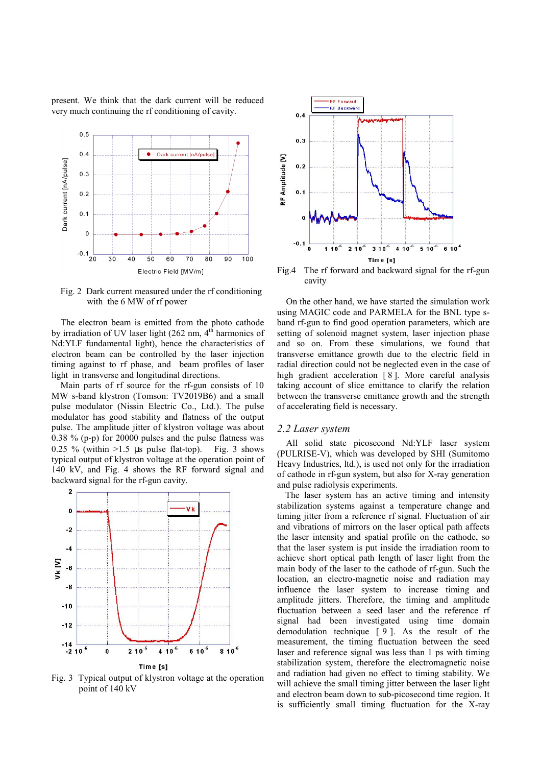present. We think that the dark current will be reduced very much continuing the rf conditioning of cavity.

Fig. 2 Dark current measured under the rf conditioning with the 6 MW of rf power

The electron beam is emitted from the photo cathode by irradiation of UV laser light (262 nm, 4th harmonics of Nd:YLF fundamental light), hence the characteristics of electron beam can be controlled by the laser injection timing against to rf phase, and beam profiles of laser light in transverse and longitudinal directions.

Main parts of rf source for the rf-gun consists of 10 MW s-band klystron (Tomson: TV2019B6) and a small pulse modulator (Nissin Electric Co., Ltd.). The pulse modulator has good stability and flatness of the output pulse. The amplitude jitter of klystron voltage was about 0.38 % (p-p) for 20000 pulses and the pulse flatness was 0.25 % (within >1.5 µs pulse flat-top). Fig. 3 shows typical output of klystron voltage at the operation point of 140 kV, and Fig. 4 shows the RF forward signal and backward signal for the rf-gun cavity.

Fig. 3 Typical output of klystron voltage at the operation point of 140 kV

Fig.4 The rf forward and backward signal for the rf-gun cavity

On the other hand, we have started the simulation work using MAGIC code and PARMELA for the BNL type s-band rf-gun to find good operation parameters, which are setting of solenoid magnet system, laser injection phase and so on. From these simulations, we found that transverse emittance growth due to the electric field in radial direction could not be neglected even in the case of high gradient acceleration [ 8 ]. More careful analysis taking account of slice emittance to clarify the relation between the transverse emittance growth and the strength of accelerating field is necessary.

## *2.2 Laser system*

All solid state picosecond Nd:YLF laser system (PULRISE-V), which was developed by SHI (Sumitomo Heavy Industries, ltd.), is used not only for the irradiation of cathode in rf-gun system, but also for X-ray generation and pulse radiolysis experiments.

The laser system has an active timing and intensity stabilization systems against a temperature change and timing jitter from a reference rf signal. Fluctuation of air and vibrations of mirrors on the laser optical path affects the laser intensity and spatial profile on the cathode, so that the laser system is put inside the irradiation room to achieve short optical path length of laser light from the main body of the laser to the cathode of rf-gun. Such the location, an electro-magnetic noise and radiation may influence the laser system to increase timing and amplitude jitters. Therefore, the timing and amplitude fluctuation between a seed laser and the reference rf signal had been investigated using time domain demodulation technique [ 9 ]. As the result of the measurement, the timing fluctuation between the seed laser and reference signal was less than 1 ps with timing stabilization system, therefore the electromagnetic noise and radiation had given no effect to timing stability. We will achieve the small timing jitter between the laser light and electron beam down to sub-picosecond time region. It is sufficiently small timing fluctuation for the X-ray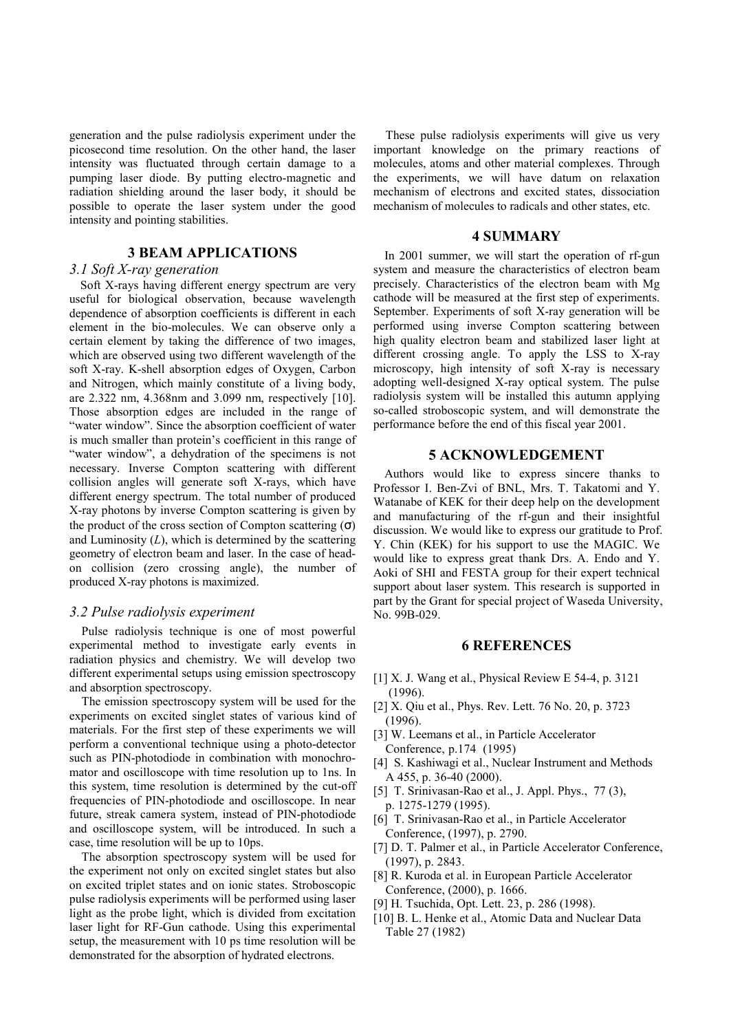generation and the pulse radiolysis experiment under the picosecond time resolution. On the other hand, the laser intensity was fluctuated through certain damage to a pumping laser diode. By putting electro-magnetic and radiation shielding around the laser body, it should be possible to operate the laser system under the good intensity and pointing stabilities.

## 3 BEAM APPLICATIONS

### *3.1 Soft X-ray generation*

Soft X-rays having different energy spectrum are very useful for biological observation, because wavelength dependence of absorption coefficients is different in each element in the bio-molecules. We can observe only a certain element by taking the difference of two images, which are observed using two different wavelength of the soft X-ray. K-shell absorption edges of Oxygen, Carbon and Nitrogen, which mainly constitute of a living body, are 2.322 nm, 4.368nm and 3.099 nm, respectively [10]. Those absorption edges are included in the range of "water window". Since the absorption coefficient of water is much smaller than protein's coefficient in this range of "water window", a dehydration of the specimens is not necessary. Inverse Compton scattering with different collision angles will generate soft X-rays, which have different energy spectrum. The total number of produced X-ray photons by inverse Compton scattering is given by the product of the cross section of Compton scattering ($\sigma$) and Luminosity ($L$), which is determined by the scattering geometry of electron beam and laser. In the case of head-on collision (zero crossing angle), the number of produced X-ray photons is maximized.

### *3.2 Pulse radiolysis experiment*

Pulse radiolysis technique is one of most powerful experimental method to investigate early events in radiation physics and chemistry. We will develop two different experimental setups using emission spectroscopy and absorption spectroscopy.

The emission spectroscopy system will be used for the experiments on excited singlet states of various kind of materials. For the first step of these experiments we will perform a conventional technique using a photo-detector such as PIN-photodiode in combination with monochromator and oscilloscope with time resolution up to 1ns. In this system, time resolution is determined by the cut-off frequencies of PIN-photodiode and oscilloscope. In near future, streak camera system, instead of PIN-photodiode and oscilloscope system, will be introduced. In such a case, time resolution will be up to 10ps.

The absorption spectroscopy system will be used for the experiment not only on excited singlet states but also on excited triplet states and on ionic states. Stroboscopic pulse radiolysis experiments will be performed using laser light as the probe light, which is divided from excitation laser light for RF-Gun cathode. Using this experimental setup, the measurement with 10 ps time resolution will be demonstrated for the absorption of hydrated electrons.

These pulse radiolysis experiments will give us very important knowledge on the primary reactions of molecules, atoms and other material complexes. Through the experiments, we will have datum on relaxation mechanism of electrons and excited states, dissociation mechanism of molecules to radicals and other states, etc.

## 4 SUMMARY

In 2001 summer, we will start the operation of rf-gun system and measure the characteristics of electron beam precisely. Characteristics of the electron beam with Mg cathode will be measured at the first step of experiments. September. Experiments of soft X-ray generation will be performed using inverse Compton scattering between high quality electron beam and stabilized laser light at different crossing angle. To apply the LSS to X-ray microscopy, high intensity of soft X-ray is necessary adopting well-designed X-ray optical system. The pulse radiolysis system will be installed this autumn applying so-called stroboscopic system, and will demonstrate the performance before the end of this fiscal year 2001.

## 5 ACKNOWLEDGEMENT

Authors would like to express sincere thanks to Professor I. Ben-Zvi of BNL, Mrs. T. Takatomi and Y. Watanabe of KEK for their deep help on the development and manufacturing of the rf-gun and their insightful discussion. We would like to express our gratitude to Prof. Y. Chin (KEK) for his support to use the MAGIC. We would like to express great thank Drs. A. Endo and Y. Aoki of SHI and FESTA group for their expert technical support about laser system. This research is supported in part by the Grant for special project of Waseda University, No. 99B-029.

## 6 REFERENCES

[1] X. J. Wang et al., Physical Review E 54-4, p. 3121 (1996).

[2] X. Qiu et al., Phys. Rev. Lett. 76 No. 20, p. 3723 (1996).

[3] W. Leemans et al., in Particle Accelerator Conference, p.174 (1995)

[4] S. Kashiwagi et al., Nuclear Instrument and Methods A 455, p. 36-40 (2000).

[5] T. Srinivasan-Rao et al., J. Appl. Phys., 77 (3), p. 1275-1279 (1995).

[6] T. Srinivasan-Rao et al., in Particle Accelerator Conference, (1997), p. 2790.

[7] D. T. Palmer et al., in Particle Accelerator Conference, (1997), p. 2843.

[8] R. Kuroda et al. in European Particle Accelerator Conference, (2000), p. 1666.

[9] H. Tsuchida, Opt. Lett. 23, p. 286 (1998).

[10] B. L. Henke et al., Atomic Data and Nuclear Data Table 27 (1982)